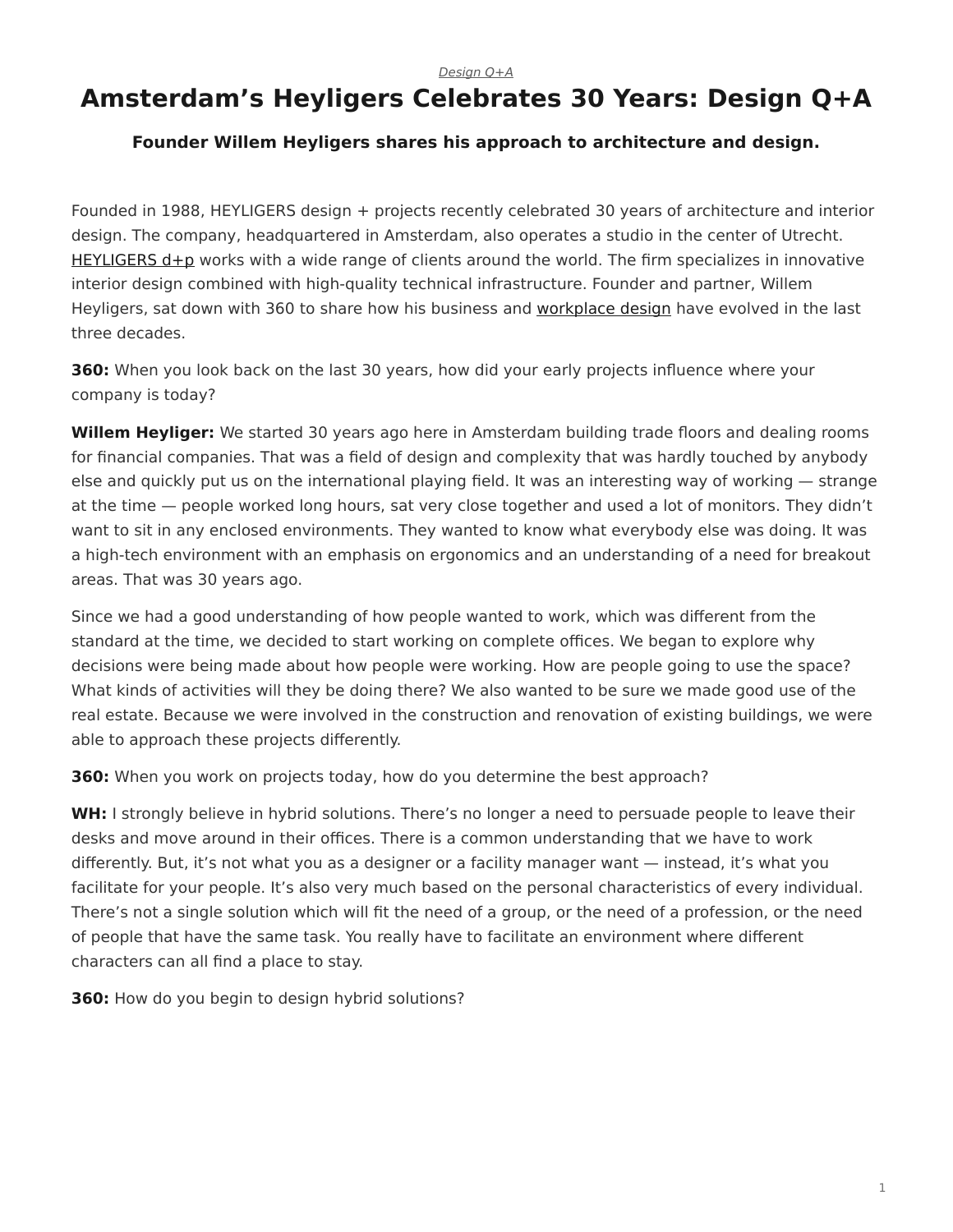*Design Q+A*

# Amsterdam's Heyligers Celebrates 30 Years: Design Q+A

### Founder Willem Heyligers shares his approach to architecture and design.

Founded in 1988, HEYLIGERS design + projects recently celebrated 30 years of architecture and interior design. The company, headquartered in Amsterdam, also operates a studio in the center of Utrecht. HEYLIGERS d+p works with a wide range of clients around the world. The firm specializes in innovative interior design combined with high-quality technical infrastructure. Founder and partner, Willem Heyligers, sat down with 360 to share how his business and workplace design have evolved in the last three decades.

**360:** When you look back on the last 30 years, how did your early projects influence where your company is today?

**Willem Heyliger:** We started 30 years ago here in Amsterdam building trade floors and dealing rooms for financial companies. That was a field of design and complexity that was hardly touched by anybody else and quickly put us on the international playing field. It was an interesting way of working — strange at the time — people worked long hours, sat very close together and used a lot of monitors. They didn't want to sit in any enclosed environments. They wanted to know what everybody else was doing. It was a high-tech environment with an emphasis on ergonomics and an understanding of a need for breakout areas. That was 30 years ago.

Since we had a good understanding of how people wanted to work, which was different from the standard at the time, we decided to start working on complete offices. We began to explore why decisions were being made about how people were working. How are people going to use the space? What kinds of activities will they be doing there? We also wanted to be sure we made good use of the real estate. Because we were involved in the construction and renovation of existing buildings, we were able to approach these projects differently.

**360:** When you work on projects today, how do you determine the best approach?

**WH:** I strongly believe in hybrid solutions. There's no longer a need to persuade people to leave their desks and move around in their offices. There is a common understanding that we have to work differently. But, it's not what you as a designer or a facility manager want — instead, it's what you facilitate for your people. It's also very much based on the personal characteristics of every individual. There's not a single solution which will fit the need of a group, or the need of a profession, or the need of people that have the same task. You really have to facilitate an environment where different characters can all find a place to stay.

**360:** How do you begin to design hybrid solutions?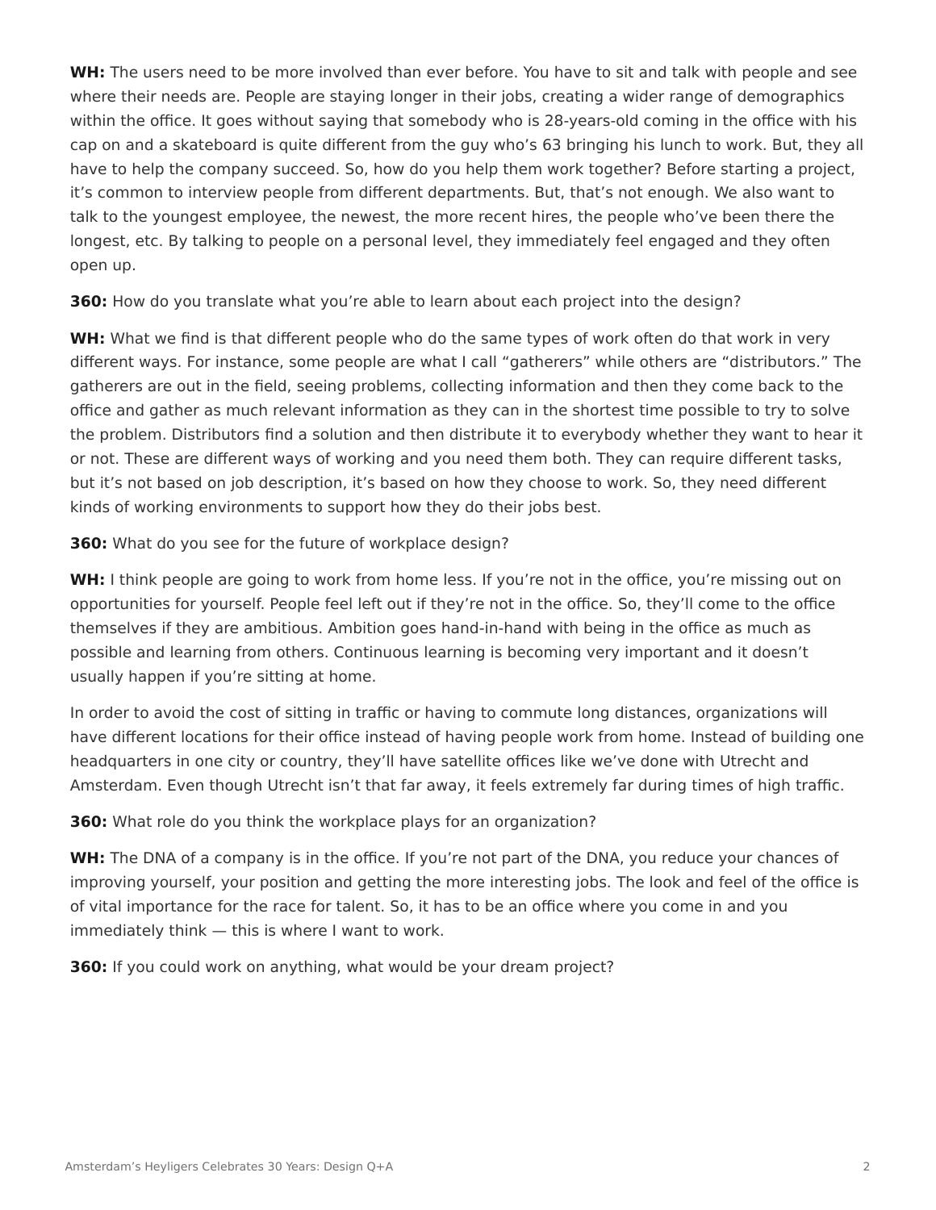**WH:** The users need to be more involved than ever before. You have to sit and talk with people and see where their needs are. People are staying longer in their jobs, creating a wider range of demographics within the office. It goes without saying that somebody who is 28-years-old coming in the office with his cap on and a skateboard is quite different from the guy who's 63 bringing his lunch to work. But, they all have to help the company succeed. So, how do you help them work together? Before starting a project, it's common to interview people from different departments. But, that's not enough. We also want to talk to the youngest employee, the newest, the more recent hires, the people who've been there the longest, etc. By talking to people on a personal level, they immediately feel engaged and they often open up.

**360:** How do you translate what you're able to learn about each project into the design?

**WH:** What we find is that different people who do the same types of work often do that work in very different ways. For instance, some people are what I call "gatherers" while others are "distributors." The gatherers are out in the field, seeing problems, collecting information and then they come back to the office and gather as much relevant information as they can in the shortest time possible to try to solve the problem. Distributors find a solution and then distribute it to everybody whether they want to hear it or not. These are different ways of working and you need them both. They can require different tasks, but it's not based on job description, it's based on how they choose to work. So, they need different kinds of working environments to support how they do their jobs best.

**360:** What do you see for the future of workplace design?

**WH:** I think people are going to work from home less. If you're not in the office, you're missing out on opportunities for yourself. People feel left out if they're not in the office. So, they'll come to the office themselves if they are ambitious. Ambition goes hand-in-hand with being in the office as much as possible and learning from others. Continuous learning is becoming very important and it doesn't usually happen if you're sitting at home.

In order to avoid the cost of sitting in traffic or having to commute long distances, organizations will have different locations for their office instead of having people work from home. Instead of building one headquarters in one city or country, they'll have satellite offices like we've done with Utrecht and Amsterdam. Even though Utrecht isn't that far away, it feels extremely far during times of high traffic.

**360:** What role do you think the workplace plays for an organization?

**WH:** The DNA of a company is in the office. If you're not part of the DNA, you reduce your chances of improving yourself, your position and getting the more interesting jobs. The look and feel of the office is of vital importance for the race for talent. So, it has to be an office where you come in and you immediately think — this is where I want to work.

**360:** If you could work on anything, what would be your dream project?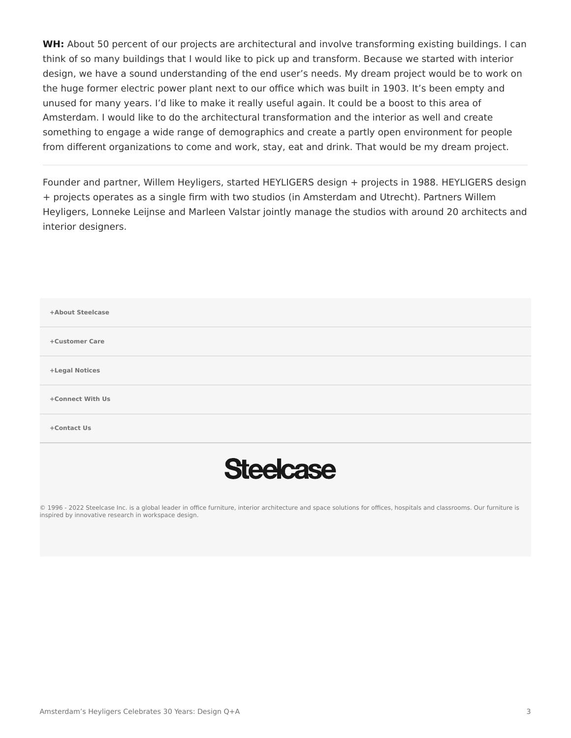**WH:** About 50 percent of our projects are architectural and involve transforming existing buildings. I can think of so many buildings that I would like to pick up and transform. Because we started with interior design, we have a sound understanding of the end user's needs. My dream project would be to work on the huge former electric power plant next to our office which was built in 1903. It's been empty and unused for many years. I'd like to make it really useful again. It could be a boost to this area of Amsterdam. I would like to do the architectural transformation and the interior as well and create something to engage a wide range of demographics and create a partly open environment for people from different organizations to come and work, stay, eat and drink. That would be my dream project.

---

Founder and partner, Willem Heyligers, started HEYLIGERS design + projects in 1988. HEYLIGERS design + projects operates as a single firm with two studios (in Amsterdam and Utrecht). Partners Willem Heyligers, Lonneke Leijnse and Marleen Valstar jointly manage the studios with around 20 architects and interior designers.

**+About Steelcase**

**+Customer Care**

**+Legal Notices**

**+Connect With Us**

**+Contact Us**

Steelcase

© 1996 - 2022 Steelcase Inc. is a global leader in office furniture, interior architecture and space solutions for offices, hospitals and classrooms. Our furniture is inspired by innovative research in workspace design.